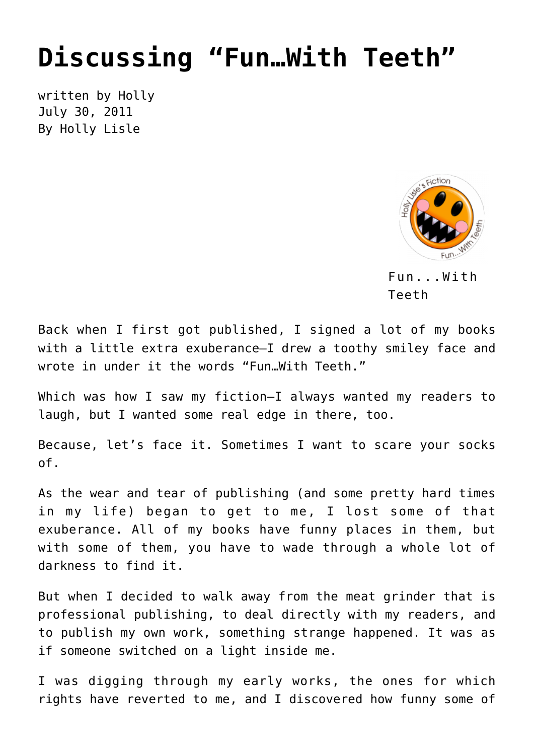# Discussing "Fun…With Teeth"

written by Holly
July 30, 2011
By Holly Lisle

Fun...With Teeth

Back when I first got published, I signed a lot of my books with a little extra exuberance—I drew a toothy smiley face and wrote in under it the words "Fun…With Teeth."

Which was how I saw my fiction—I always wanted my readers to laugh, but I wanted some real edge in there, too.

Because, let's face it. Sometimes I want to scare your socks of.

As the wear and tear of publishing (and some pretty hard times in my life) began to get to me, I lost some of that exuberance. All of my books have funny places in them, but with some of them, you have to wade through a whole lot of darkness to find it.

But when I decided to walk away from the meat grinder that is professional publishing, to deal directly with my readers, and to publish my own work, something strange happened. It was as if someone switched on a light inside me.

I was digging through my early works, the ones for which rights have reverted to me, and I discovered how funny some of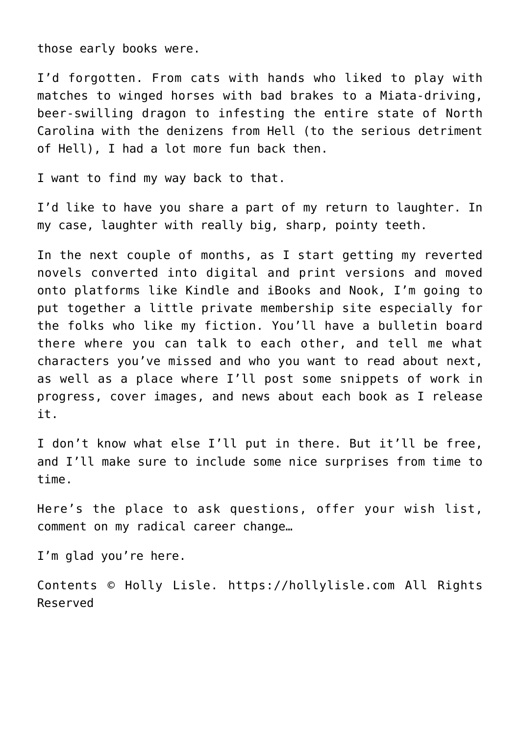those early books were.

I'd forgotten. From cats with hands who liked to play with matches to winged horses with bad brakes to a Miata-driving, beer-swilling dragon to infesting the entire state of North Carolina with the denizens from Hell (to the serious detriment of Hell), I had a lot more fun back then.

I want to find my way back to that.

I'd like to have you share a part of my return to laughter. In my case, laughter with really big, sharp, pointy teeth.

In the next couple of months, as I start getting my reverted novels converted into digital and print versions and moved onto platforms like Kindle and iBooks and Nook, I'm going to put together a little private membership site especially for the folks who like my fiction. You'll have a bulletin board there where you can talk to each other, and tell me what characters you've missed and who you want to read about next, as well as a place where I'll post some snippets of work in progress, cover images, and news about each book as I release it.

I don't know what else I'll put in there. But it'll be free, and I'll make sure to include some nice surprises from time to time.

Here's the place to ask questions, offer your wish list, comment on my radical career change…

I'm glad you're here.

Contents © Holly Lisle. https://hollylisle.com All Rights Reserved